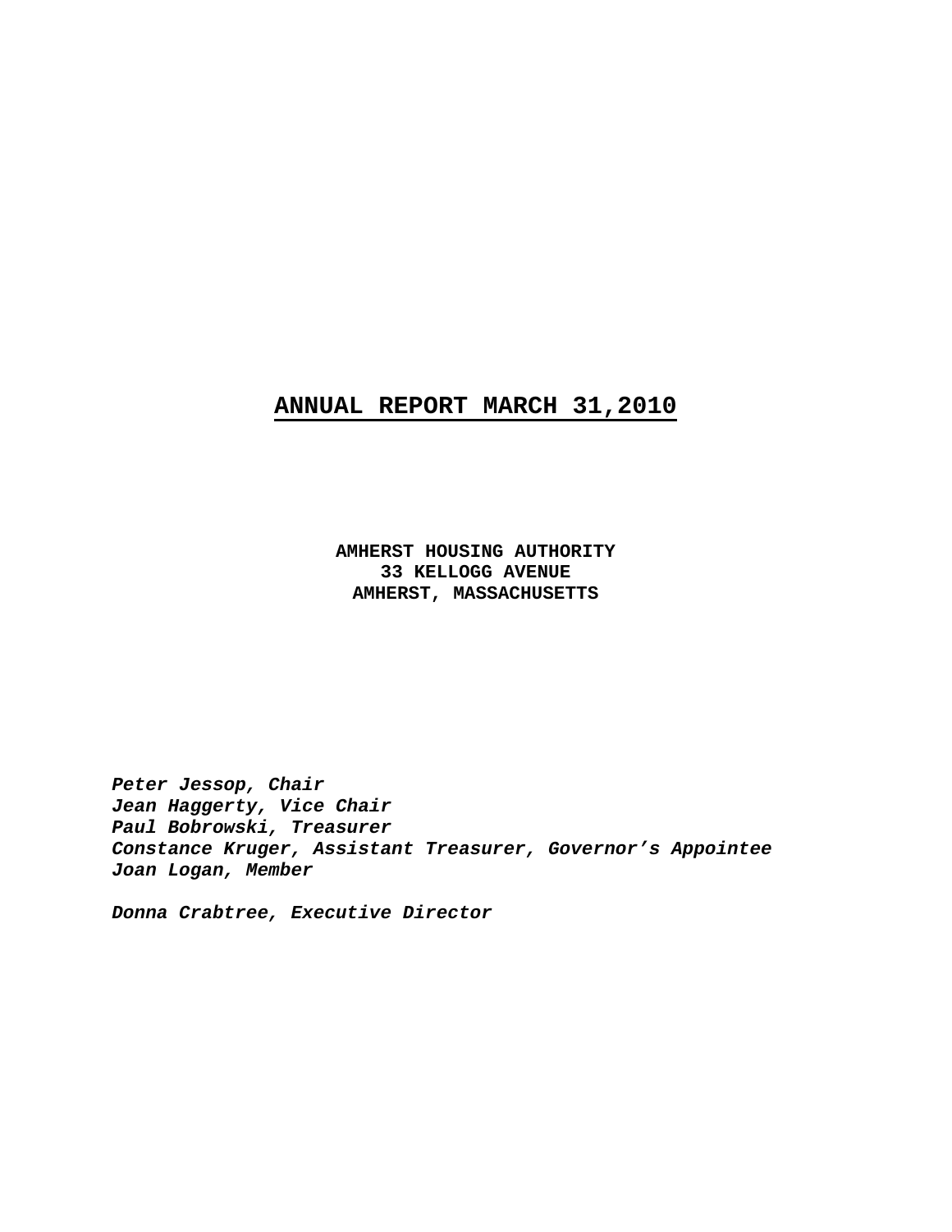# ANNUAL REPORT MARCH 31,2010

**AMHERST HOUSING AUTHORITY**
**33 KELLOGG AVENUE**
**AMHERST, MASSACHUSETTS**

***Peter Jessop, Chair***
***Jean Haggerty, Vice Chair***
***Paul Bobrowski, Treasurer***
***Constance Kruger, Assistant Treasurer, Governor's Appointee***
***Joan Logan, Member***

***Donna Crabtree, Executive Director***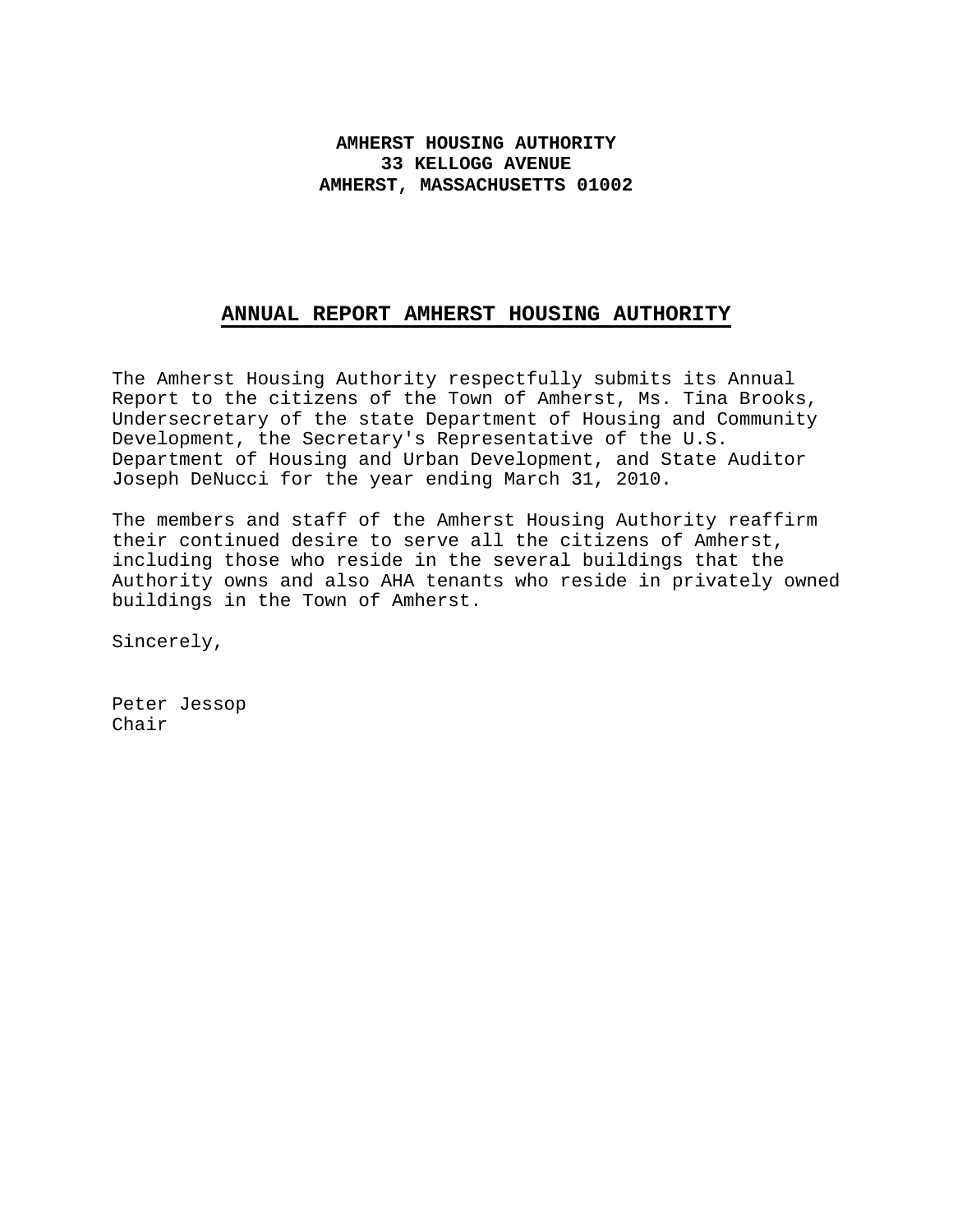**AMHERST HOUSING AUTHORITY**
**33 KELLOGG AVENUE**
**AMHERST, MASSACHUSETTS 01002**

## ANNUAL REPORT AMHERST HOUSING AUTHORITY

The Amherst Housing Authority respectfully submits its Annual Report to the citizens of the Town of Amherst, Ms. Tina Brooks, Undersecretary of the state Department of Housing and Community Development, the Secretary's Representative of the U.S. Department of Housing and Urban Development, and State Auditor Joseph DeNucci for the year ending March 31, 2010.

The members and staff of the Amherst Housing Authority reaffirm their continued desire to serve all the citizens of Amherst, including those who reside in the several buildings that the Authority owns and also AHA tenants who reside in privately owned buildings in the Town of Amherst.

Sincerely,

Peter Jessop
Chair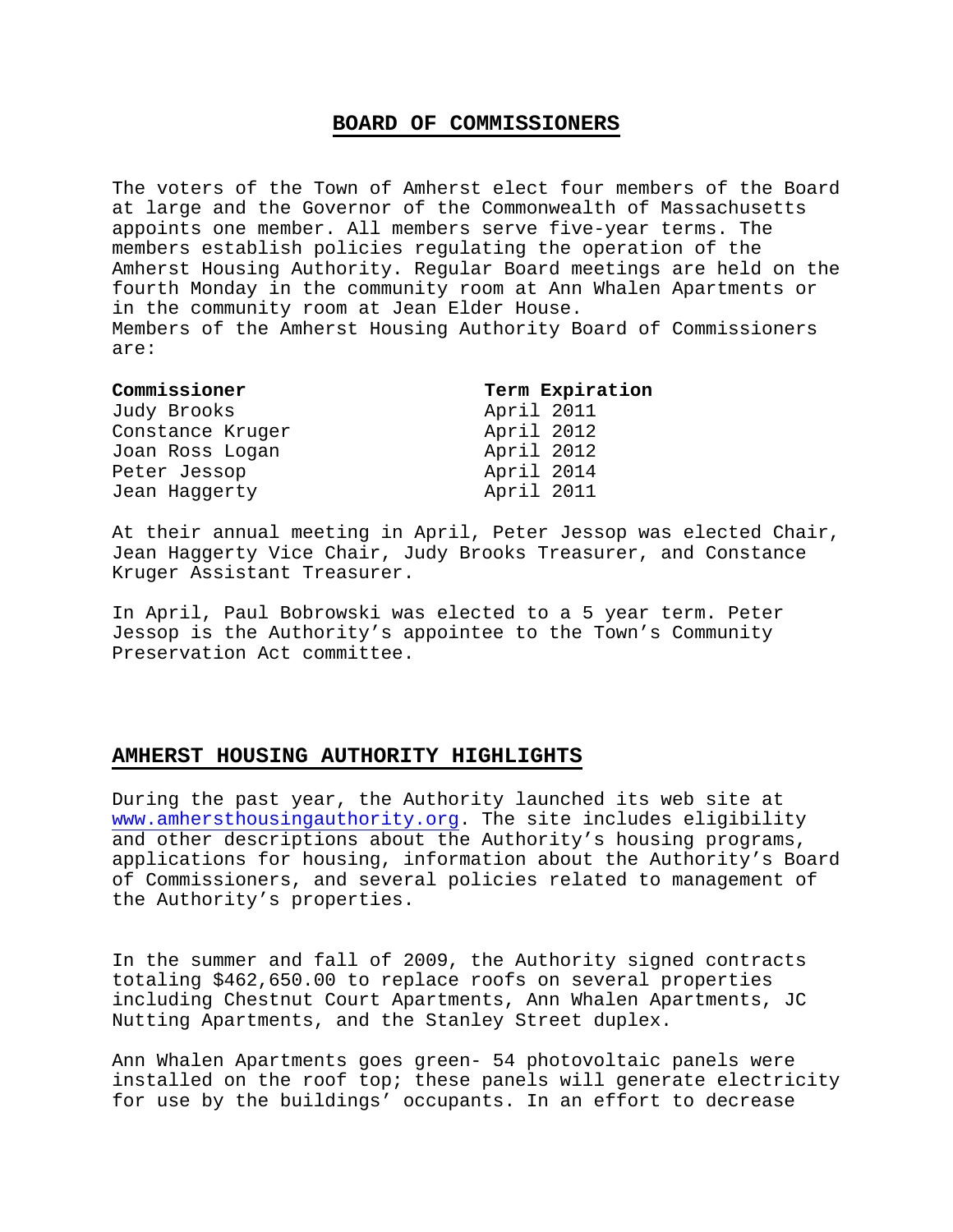## BOARD OF COMMISSIONERS

The voters of the Town of Amherst elect four members of the Board at large and the Governor of the Commonwealth of Massachusetts appoints one member. All members serve five-year terms. The members establish policies regulating the operation of the Amherst Housing Authority. Regular Board meetings are held on the fourth Monday in the community room at Ann Whalen Apartments or in the community room at Jean Elder House.
Members of the Amherst Housing Authority Board of Commissioners are:

| Commissioner | Term Expiration |
|---|---|
| Judy Brooks | April 2011 |
| Constance Kruger | April 2012 |
| Joan Ross Logan | April 2012 |
| Peter Jessop | April 2014 |
| Jean Haggerty | April 2011 |

At their annual meeting in April, Peter Jessop was elected Chair, Jean Haggerty Vice Chair, Judy Brooks Treasurer, and Constance Kruger Assistant Treasurer.

In April, Paul Bobrowski was elected to a 5 year term. Peter Jessop is the Authority's appointee to the Town's Community Preservation Act committee.

## AMHERST HOUSING AUTHORITY HIGHLIGHTS

During the past year, the Authority launched its web site at www.amhersthousingauthority.org. The site includes eligibility and other descriptions about the Authority's housing programs, applications for housing, information about the Authority's Board of Commissioners, and several policies related to management of the Authority's properties.

In the summer and fall of 2009, the Authority signed contracts totaling $462,650.00 to replace roofs on several properties including Chestnut Court Apartments, Ann Whalen Apartments, JC Nutting Apartments, and the Stanley Street duplex.

Ann Whalen Apartments goes green- 54 photovoltaic panels were installed on the roof top; these panels will generate electricity for use by the buildings' occupants. In an effort to decrease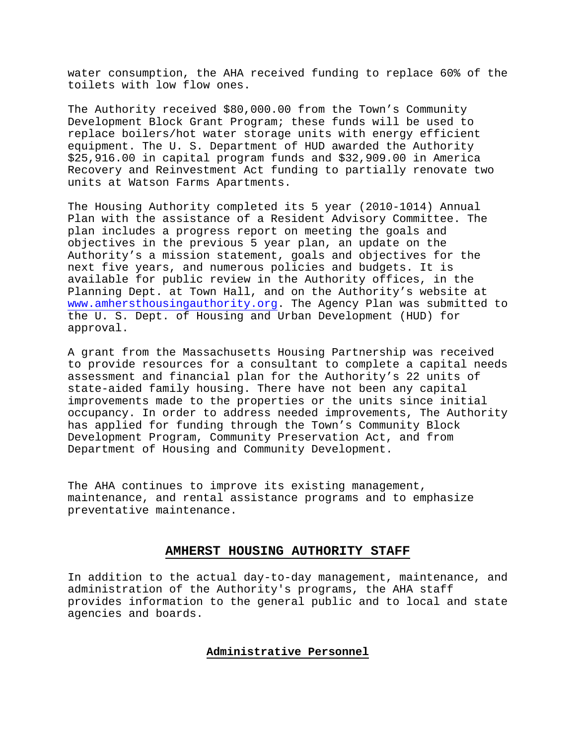water consumption, the AHA received funding to replace 60% of the toilets with low flow ones.

The Authority received $80,000.00 from the Town's Community Development Block Grant Program; these funds will be used to replace boilers/hot water storage units with energy efficient equipment. The U. S. Department of HUD awarded the Authority $25,916.00 in capital program funds and $32,909.00 in America Recovery and Reinvestment Act funding to partially renovate two units at Watson Farms Apartments.

The Housing Authority completed its 5 year (2010-1014) Annual Plan with the assistance of a Resident Advisory Committee. The plan includes a progress report on meeting the goals and objectives in the previous 5 year plan, an update on the Authority's a mission statement, goals and objectives for the next five years, and numerous policies and budgets. It is available for public review in the Authority offices, in the Planning Dept. at Town Hall, and on the Authority's website at www.amhersthousingauthority.org. The Agency Plan was submitted to the U. S. Dept. of Housing and Urban Development (HUD) for approval.

A grant from the Massachusetts Housing Partnership was received to provide resources for a consultant to complete a capital needs assessment and financial plan for the Authority's 22 units of state-aided family housing. There have not been any capital improvements made to the properties or the units since initial occupancy. In order to address needed improvements, The Authority has applied for funding through the Town's Community Block Development Program, Community Preservation Act, and from Department of Housing and Community Development.

The AHA continues to improve its existing management, maintenance, and rental assistance programs and to emphasize preventative maintenance.

## AMHERST HOUSING AUTHORITY STAFF

In addition to the actual day-to-day management, maintenance, and administration of the Authority's programs, the AHA staff provides information to the general public and to local and state agencies and boards.

### Administrative Personnel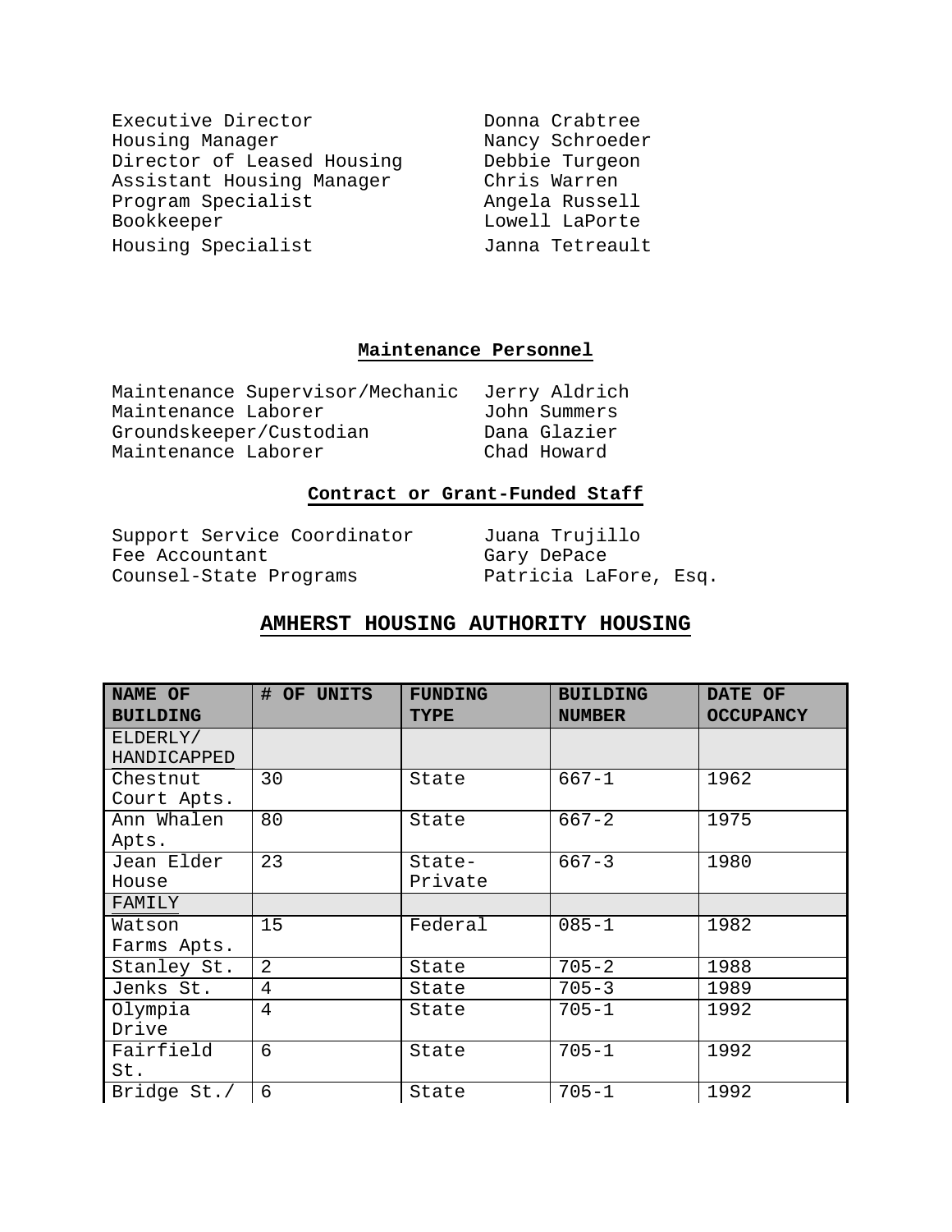| | |
|---|---|
| Executive Director | Donna Crabtree |
| Housing Manager | Nancy Schroeder |
| Director of Leased Housing | Debbie Turgeon |
| Assistant Housing Manager | Chris Warren |
| Program Specialist | Angela Russell |
| Bookkeeper | Lowell LaPorte |
| Housing Specialist | Janna Tetreault |

## Maintenance Personnel

| | |
|---|---|
| Maintenance Supervisor/Mechanic | Jerry Aldrich |
| Maintenance Laborer | John Summers |
| Groundskeeper/Custodian | Dana Glazier |
| Maintenance Laborer | Chad Howard |

## Contract or Grant-Funded Staff

| | |
|---|---|
| Support Service Coordinator | Juana Trujillo |
| Fee Accountant | Gary DePace |
| Counsel-State Programs | Patricia LaFore, Esq. |

# AMHERST HOUSING AUTHORITY HOUSING

| NAME OF BUILDING | # OF UNITS | FUNDING TYPE | BUILDING NUMBER | DATE OF OCCUPANCY |
|---|---|---|---|---|
| ELDERLY/ HANDICAPPED | | | | |
| Chestnut Court Apts. | 30 | State | 667-1 | 1962 |
| Ann Whalen Apts. | 80 | State | 667-2 | 1975 |
| Jean Elder House | 23 | State-Private | 667-3 | 1980 |
| FAMILY | | | | |
| Watson Farms Apts. | 15 | Federal | 085-1 | 1982 |
| Stanley St. | 2 | State | 705-2 | 1988 |
| Jenks St. | 4 | State | 705-3 | 1989 |
| Olympia Drive | 4 | State | 705-1 | 1992 |
| Fairfield St. | 6 | State | 705-1 | 1992 |
| Bridge St./ | 6 | State | 705-1 | 1992 |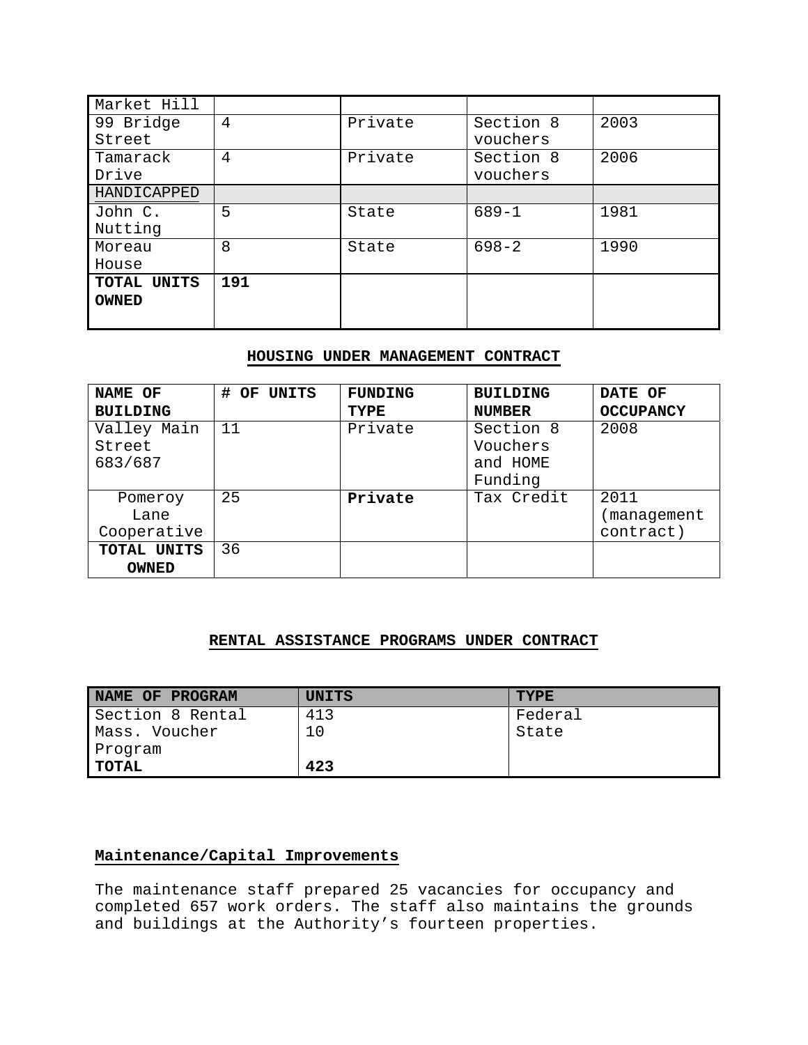| Market Hill | | | | |
|---|---|---|---|---|
| 99 Bridge Street | 4 | Private | Section 8 vouchers | 2003 |
| Tamarack Drive | 4 | Private | Section 8 vouchers | 2006 |
| HANDICAPPED | | | | |
| John C. Nutting | 5 | State | 689-1 | 1981 |
| Moreau House | 8 | State | 698-2 | 1990 |
| **TOTAL UNITS OWNED** | **191** | | | |

**HOUSING UNDER MANAGEMENT CONTRACT**

| NAME OF BUILDING | # OF UNITS | FUNDING TYPE | BUILDING NUMBER | DATE OF OCCUPANCY |
|---|---|---|---|---|
| Valley Main Street 683/687 | 11 | Private | Section 8 Vouchers and HOME Funding | 2008 |
| Pomeroy Lane Cooperative | 25 | **Private** | Tax Credit | 2011 (management contract) |
| **TOTAL UNITS OWNED** | 36 | | | |

**RENTAL ASSISTANCE PROGRAMS UNDER CONTRACT**

| NAME OF PROGRAM | UNITS | TYPE |
|---|---|---|
| Section 8 Rental | 413 | Federal |
| Mass. Voucher Program | 10 | State |
| **TOTAL** | **423** | |

**Maintenance/Capital Improvements**

The maintenance staff prepared 25 vacancies for occupancy and completed 657 work orders. The staff also maintains the grounds and buildings at the Authority's fourteen properties.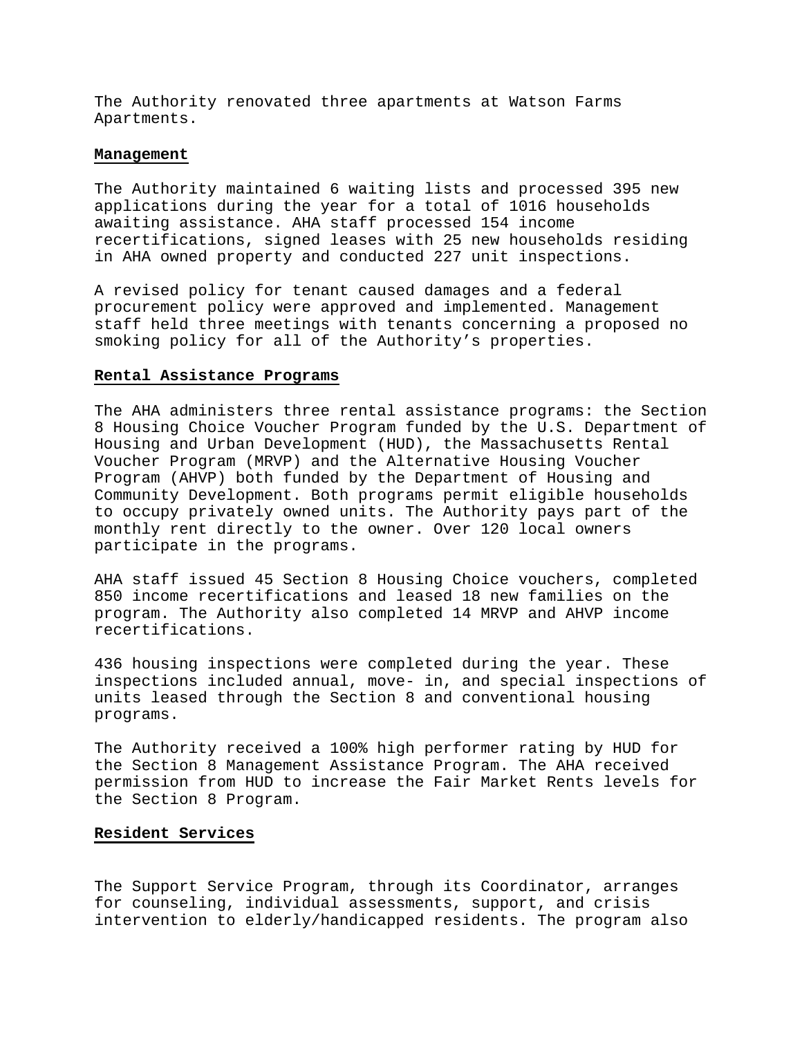The Authority renovated three apartments at Watson Farms Apartments.

## Management

The Authority maintained 6 waiting lists and processed 395 new applications during the year for a total of 1016 households awaiting assistance. AHA staff processed 154 income recertifications, signed leases with 25 new households residing in AHA owned property and conducted 227 unit inspections.

A revised policy for tenant caused damages and a federal procurement policy were approved and implemented. Management staff held three meetings with tenants concerning a proposed no smoking policy for all of the Authority's properties.

## Rental Assistance Programs

The AHA administers three rental assistance programs: the Section 8 Housing Choice Voucher Program funded by the U.S. Department of Housing and Urban Development (HUD), the Massachusetts Rental Voucher Program (MRVP) and the Alternative Housing Voucher Program (AHVP) both funded by the Department of Housing and Community Development. Both programs permit eligible households to occupy privately owned units. The Authority pays part of the monthly rent directly to the owner. Over 120 local owners participate in the programs.

AHA staff issued 45 Section 8 Housing Choice vouchers, completed 850 income recertifications and leased 18 new families on the program. The Authority also completed 14 MRVP and AHVP income recertifications.

436 housing inspections were completed during the year. These inspections included annual, move- in, and special inspections of units leased through the Section 8 and conventional housing programs.

The Authority received a 100% high performer rating by HUD for the Section 8 Management Assistance Program. The AHA received permission from HUD to increase the Fair Market Rents levels for the Section 8 Program.

## Resident Services

The Support Service Program, through its Coordinator, arranges for counseling, individual assessments, support, and crisis intervention to elderly/handicapped residents. The program also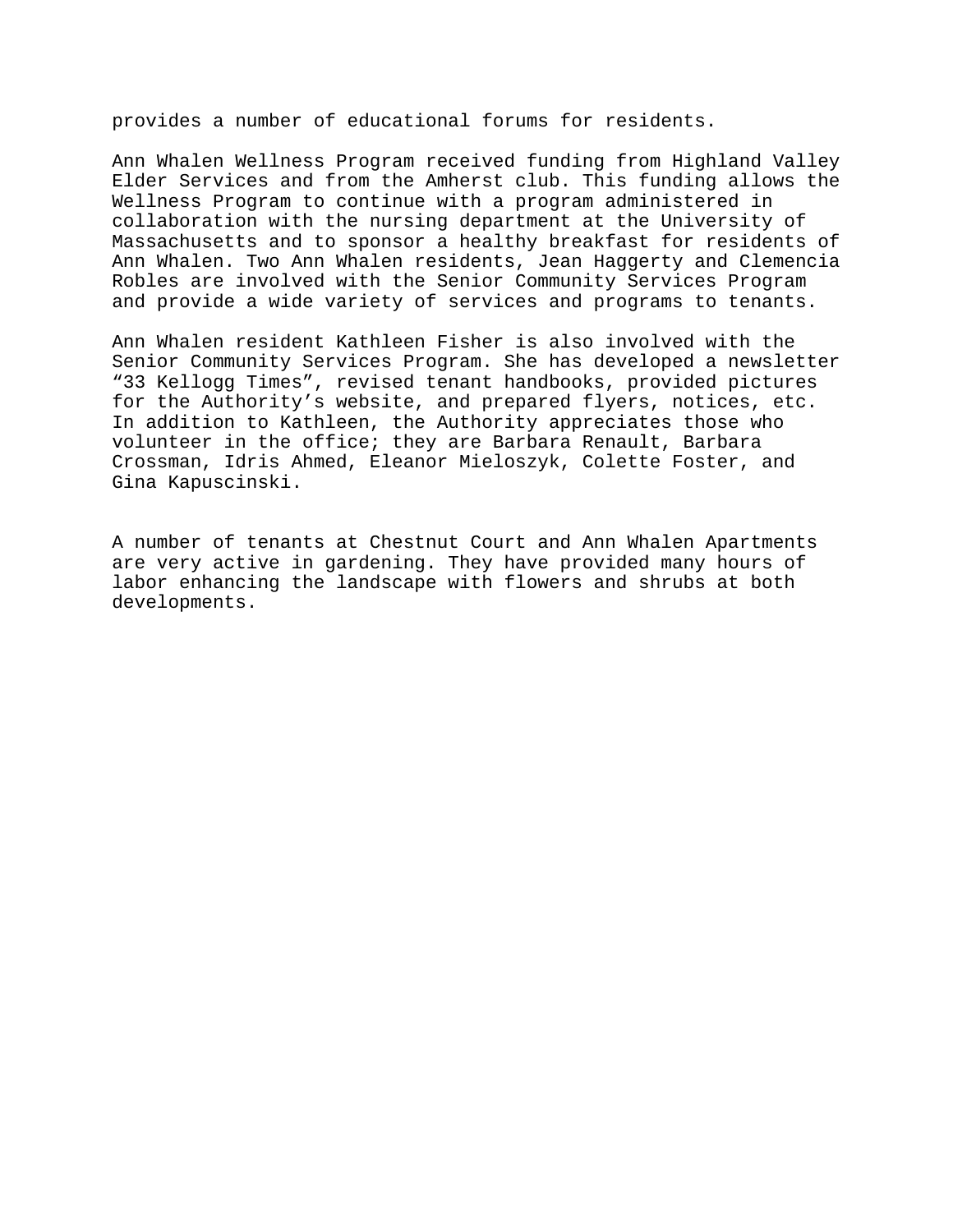provides a number of educational forums for residents.

Ann Whalen Wellness Program received funding from Highland Valley Elder Services and from the Amherst club. This funding allows the Wellness Program to continue with a program administered in collaboration with the nursing department at the University of Massachusetts and to sponsor a healthy breakfast for residents of Ann Whalen. Two Ann Whalen residents, Jean Haggerty and Clemencia Robles are involved with the Senior Community Services Program and provide a wide variety of services and programs to tenants.

Ann Whalen resident Kathleen Fisher is also involved with the Senior Community Services Program. She has developed a newsletter “33 Kellogg Times”, revised tenant handbooks, provided pictures for the Authority’s website, and prepared flyers, notices, etc. In addition to Kathleen, the Authority appreciates those who volunteer in the office; they are Barbara Renault, Barbara Crossman, Idris Ahmed, Eleanor Mieloszyk, Colette Foster, and Gina Kapuscinski.

A number of tenants at Chestnut Court and Ann Whalen Apartments are very active in gardening. They have provided many hours of labor enhancing the landscape with flowers and shrubs at both developments.